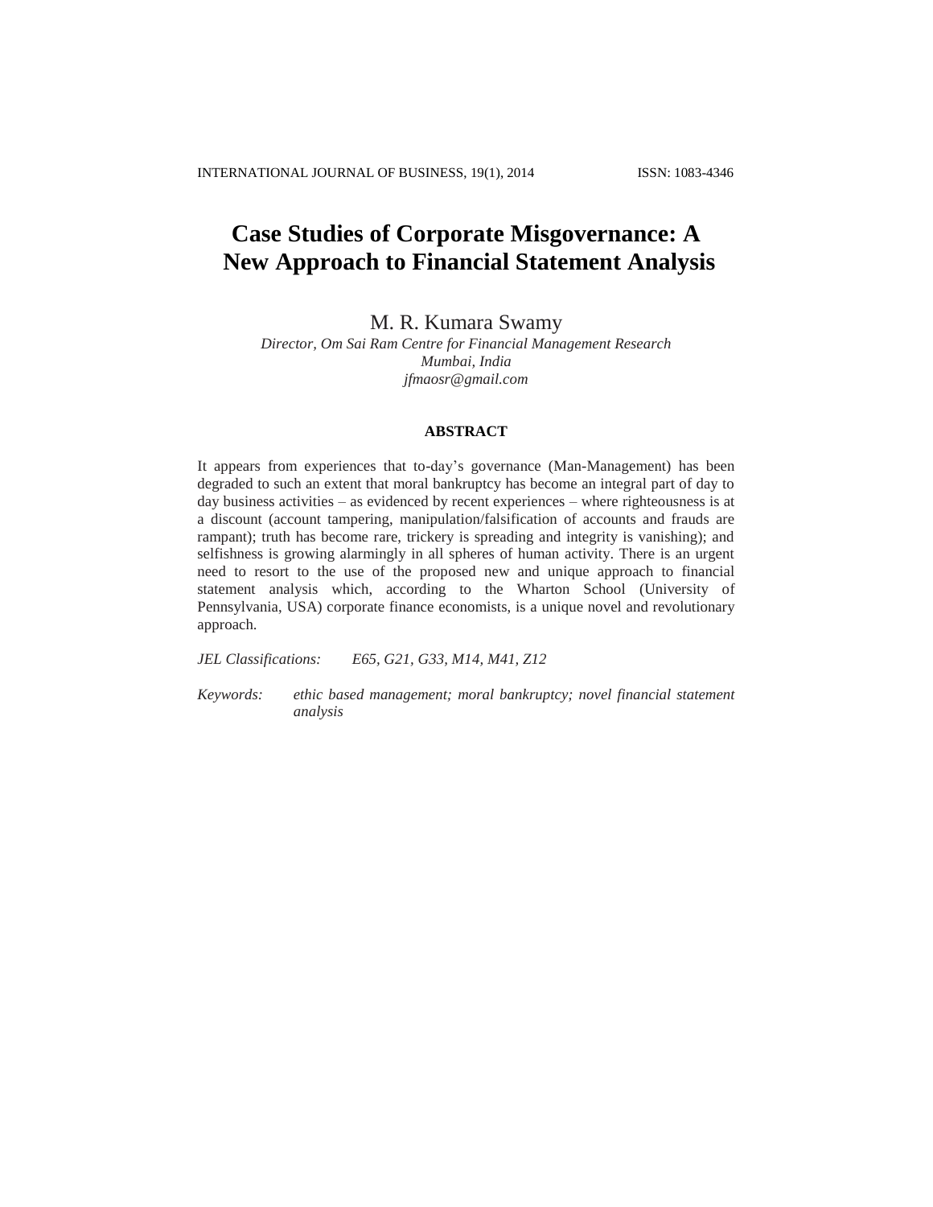# Case Studies of Corporate Misgovernance: A New Approach to Financial Statement Analysis

M. R. Kumara Swamy

*Director, Om Sai Ram Centre for Financial Management Research*
*Mumbai, India*
*jfmaosr@gmail.com*

## ABSTRACT

It appears from experiences that to-day's governance (Man-Management) has been degraded to such an extent that moral bankruptcy has become an integral part of day to day business activities – as evidenced by recent experiences – where righteousness is at a discount (account tampering, manipulation/falsification of accounts and frauds are rampant); truth has become rare, trickery is spreading and integrity is vanishing); and selfishness is growing alarmingly in all spheres of human activity. There is an urgent need to resort to the use of the proposed new and unique approach to financial statement analysis which, according to the Wharton School (University of Pennsylvania, USA) corporate finance economists, is a unique novel and revolutionary approach.

*JEL Classifications:* *E65, G21, G33, M14, M41, Z12*

*Keywords:* *ethic based management; moral bankruptcy; novel financial statement analysis*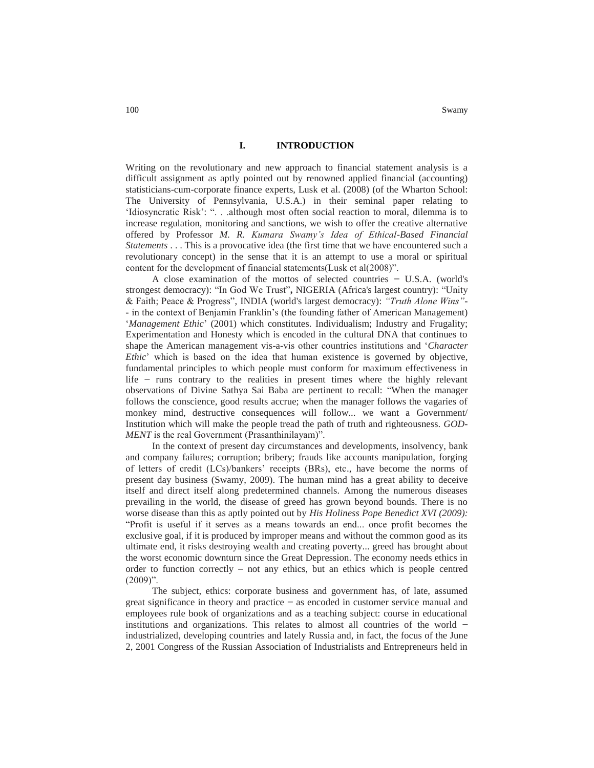## I. INTRODUCTION

Writing on the revolutionary and new approach to financial statement analysis is a difficult assignment as aptly pointed out by renowned applied financial (accounting) statisticians-cum-corporate finance experts, Lusk et al. (2008) (of the Wharton School: The University of Pennsylvania, U.S.A.) in their seminal paper relating to 'Idiosyncratic Risk': ". . .although most often social reaction to moral, dilemma is to increase regulation, monitoring and sanctions, we wish to offer the creative alternative offered by Professor *M. R. Kumara Swamy's Idea of Ethical-Based Financial Statements* . . . This is a provocative idea (the first time that we have encountered such a revolutionary concept) in the sense that it is an attempt to use a moral or spiritual content for the development of financial statements(Lusk et al(2008)".

A close examination of the mottos of selected countries − U.S.A. (world's strongest democracy): "In God We Trust", NIGERIA (Africa's largest country): "Unity & Faith; Peace & Progress", INDIA (world's largest democracy): *"Truth Alone Wins"*-- in the context of Benjamin Franklin's (the founding father of American Management) '*Management Ethic*' (2001) which constitutes. Individualism; Industry and Frugality; Experimentation and Honesty which is encoded in the cultural DNA that continues to shape the American management vis-a-vis other countries institutions and '*Character Ethic*' which is based on the idea that human existence is governed by objective, fundamental principles to which people must conform for maximum effectiveness in life − runs contrary to the realities in present times where the highly relevant observations of Divine Sathya Sai Baba are pertinent to recall: "When the manager follows the conscience, good results accrue; when the manager follows the vagaries of monkey mind, destructive consequences will follow... we want a Government/ Institution which will make the people tread the path of truth and righteousness. *GOD-MENT* is the real Government (Prasanthinilayam)".

In the context of present day circumstances and developments, insolvency, bank and company failures; corruption; bribery; frauds like accounts manipulation, forging of letters of credit (LCs)/bankers' receipts (BRs), etc., have become the norms of present day business (Swamy, 2009). The human mind has a great ability to deceive itself and direct itself along predetermined channels. Among the numerous diseases prevailing in the world, the disease of greed has grown beyond bounds. There is no worse disease than this as aptly pointed out by *His Holiness Pope Benedict XVI (2009):* "Profit is useful if it serves as a means towards an end... once profit becomes the exclusive goal, if it is produced by improper means and without the common good as its ultimate end, it risks destroying wealth and creating poverty... greed has brought about the worst economic downturn since the Great Depression. The economy needs ethics in order to function correctly – not any ethics, but an ethics which is people centred (2009)".

The subject, ethics: corporate business and government has, of late, assumed great significance in theory and practice − as encoded in customer service manual and employees rule book of organizations and as a teaching subject: course in educational institutions and organizations. This relates to almost all countries of the world − industrialized, developing countries and lately Russia and, in fact, the focus of the June 2, 2001 Congress of the Russian Association of Industrialists and Entrepreneurs held in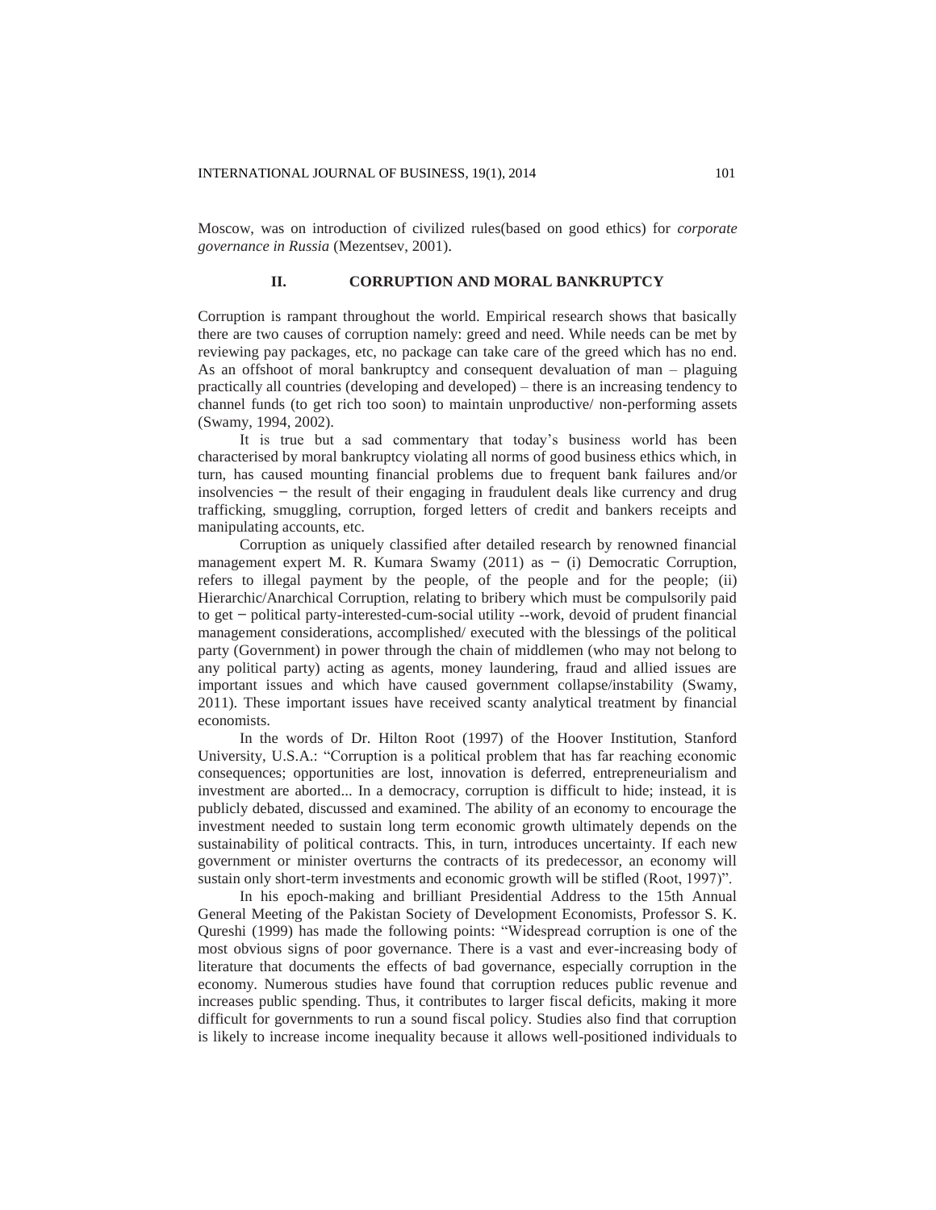Moscow, was on introduction of civilized rules(based on good ethics) for *corporate governance in Russia* (Mezentsev, 2001).

## II. CORRUPTION AND MORAL BANKRUPTCY

Corruption is rampant throughout the world. Empirical research shows that basically there are two causes of corruption namely: greed and need. While needs can be met by reviewing pay packages, etc, no package can take care of the greed which has no end. As an offshoot of moral bankruptcy and consequent devaluation of man – plaguing practically all countries (developing and developed) – there is an increasing tendency to channel funds (to get rich too soon) to maintain unproductive/ non-performing assets (Swamy, 1994, 2002).

It is true but a sad commentary that today's business world has been characterised by moral bankruptcy violating all norms of good business ethics which, in turn, has caused mounting financial problems due to frequent bank failures and/or insolvencies – the result of their engaging in fraudulent deals like currency and drug trafficking, smuggling, corruption, forged letters of credit and bankers receipts and manipulating accounts, etc.

Corruption as uniquely classified after detailed research by renowned financial management expert M. R. Kumara Swamy (2011) as – (i) Democratic Corruption, refers to illegal payment by the people, of the people and for the people; (ii) Hierarchic/Anarchical Corruption, relating to bribery which must be compulsorily paid to get – political party-interested-cum-social utility --work, devoid of prudent financial management considerations, accomplished/ executed with the blessings of the political party (Government) in power through the chain of middlemen (who may not belong to any political party) acting as agents, money laundering, fraud and allied issues are important issues and which have caused government collapse/instability (Swamy, 2011). These important issues have received scanty analytical treatment by financial economists.

In the words of Dr. Hilton Root (1997) of the Hoover Institution, Stanford University, U.S.A.: "Corruption is a political problem that has far reaching economic consequences; opportunities are lost, innovation is deferred, entrepreneurialism and investment are aborted... In a democracy, corruption is difficult to hide; instead, it is publicly debated, discussed and examined. The ability of an economy to encourage the investment needed to sustain long term economic growth ultimately depends on the sustainability of political contracts. This, in turn, introduces uncertainty. If each new government or minister overturns the contracts of its predecessor, an economy will sustain only short-term investments and economic growth will be stifled (Root, 1997)".

In his epoch-making and brilliant Presidential Address to the 15th Annual General Meeting of the Pakistan Society of Development Economists, Professor S. K. Qureshi (1999) has made the following points: "Widespread corruption is one of the most obvious signs of poor governance. There is a vast and ever-increasing body of literature that documents the effects of bad governance, especially corruption in the economy. Numerous studies have found that corruption reduces public revenue and increases public spending. Thus, it contributes to larger fiscal deficits, making it more difficult for governments to run a sound fiscal policy. Studies also find that corruption is likely to increase income inequality because it allows well-positioned individuals to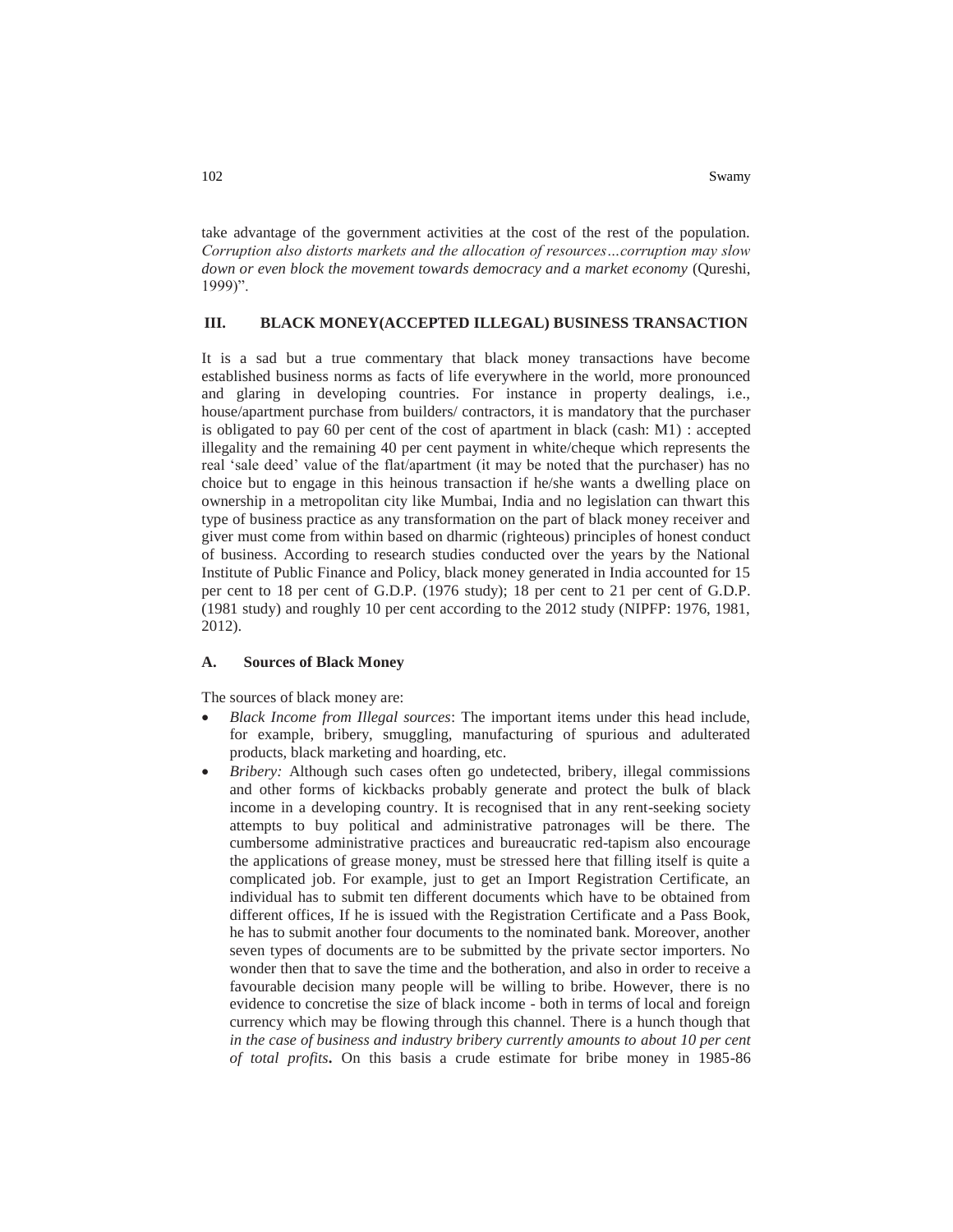take advantage of the government activities at the cost of the rest of the population. *Corruption also distorts markets and the allocation of resources…corruption may slow down or even block the movement towards democracy and a market economy* (Qureshi, 1999)".

## III. BLACK MONEY(ACCEPTED ILLEGAL) BUSINESS TRANSACTION

It is a sad but a true commentary that black money transactions have become established business norms as facts of life everywhere in the world, more pronounced and glaring in developing countries. For instance in property dealings, i.e., house/apartment purchase from builders/ contractors, it is mandatory that the purchaser is obligated to pay 60 per cent of the cost of apartment in black (cash: M1) : accepted illegality and the remaining 40 per cent payment in white/cheque which represents the real 'sale deed' value of the flat/apartment (it may be noted that the purchaser) has no choice but to engage in this heinous transaction if he/she wants a dwelling place on ownership in a metropolitan city like Mumbai, India and no legislation can thwart this type of business practice as any transformation on the part of black money receiver and giver must come from within based on dharmic (righteous) principles of honest conduct of business. According to research studies conducted over the years by the National Institute of Public Finance and Policy, black money generated in India accounted for 15 per cent to 18 per cent of G.D.P. (1976 study); 18 per cent to 21 per cent of G.D.P. (1981 study) and roughly 10 per cent according to the 2012 study (NIPFP: 1976, 1981, 2012).

### A. Sources of Black Money

The sources of black money are:

- *Black Income from Illegal sources*: The important items under this head include, for example, bribery, smuggling, manufacturing of spurious and adulterated products, black marketing and hoarding, etc.
- *Bribery:* Although such cases often go undetected, bribery, illegal commissions and other forms of kickbacks probably generate and protect the bulk of black income in a developing country. It is recognised that in any rent-seeking society attempts to buy political and administrative patronages will be there. The cumbersome administrative practices and bureaucratic red-tapism also encourage the applications of grease money, must be stressed here that filling itself is quite a complicated job. For example, just to get an Import Registration Certificate, an individual has to submit ten different documents which have to be obtained from different offices, If he is issued with the Registration Certificate and a Pass Book, he has to submit another four documents to the nominated bank. Moreover, another seven types of documents are to be submitted by the private sector importers. No wonder then that to save the time and the botheration, and also in order to receive a favourable decision many people will be willing to bribe. However, there is no evidence to concretise the size of black income - both in terms of local and foreign currency which may be flowing through this channel. There is a hunch though that *in the case of business and industry bribery currently amounts to about 10 per cent of total profits***.** On this basis a crude estimate for bribe money in 1985-86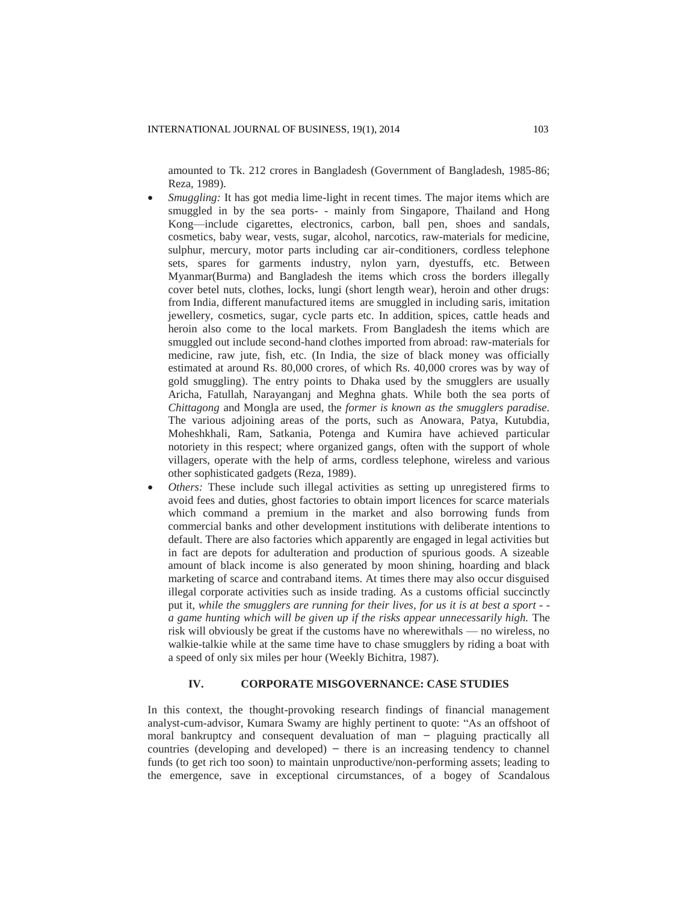amounted to Tk. 212 crores in Bangladesh (Government of Bangladesh, 1985-86; Reza, 1989).

- *Smuggling:* It has got media lime-light in recent times. The major items which are smuggled in by the sea ports- - mainly from Singapore, Thailand and Hong Kong—include cigarettes, electronics, carbon, ball pen, shoes and sandals, cosmetics, baby wear, vests, sugar, alcohol, narcotics, raw-materials for medicine, sulphur, mercury, motor parts including car air-conditioners, cordless telephone sets, spares for garments industry, nylon yarn, dyestuffs, etc. Between Myanmar(Burma) and Bangladesh the items which cross the borders illegally cover betel nuts, clothes, locks, lungi (short length wear), heroin and other drugs: from India, different manufactured items are smuggled in including saris, imitation jewellery, cosmetics, sugar, cycle parts etc. In addition, spices, cattle heads and heroin also come to the local markets. From Bangladesh the items which are smuggled out include second-hand clothes imported from abroad: raw-materials for medicine, raw jute, fish, etc. (In India, the size of black money was officially estimated at around Rs. 80,000 crores, of which Rs. 40,000 crores was by way of gold smuggling). The entry points to Dhaka used by the smugglers are usually Aricha, Fatullah, Narayanganj and Meghna ghats. While both the sea ports of *Chittagong* and Mongla are used, the *former is known as the smugglers paradise*. The various adjoining areas of the ports, such as Anowara, Patya, Kutubdia, Moheshkhali, Ram, Satkania, Potenga and Kumira have achieved particular notoriety in this respect; where organized gangs, often with the support of whole villagers, operate with the help of arms, cordless telephone, wireless and various other sophisticated gadgets (Reza, 1989).
- *Others:* These include such illegal activities as setting up unregistered firms to avoid fees and duties, ghost factories to obtain import licences for scarce materials which command a premium in the market and also borrowing funds from commercial banks and other development institutions with deliberate intentions to default. There are also factories which apparently are engaged in legal activities but in fact are depots for adulteration and production of spurious goods. A sizeable amount of black income is also generated by moon shining, hoarding and black marketing of scarce and contraband items. At times there may also occur disguised illegal corporate activities such as inside trading. As a customs official succinctly put it, *while the smugglers are running for their lives, for us it is at best a sport - - a game hunting which will be given up if the risks appear unnecessarily high.* The risk will obviously be great if the customs have no wherewithals — no wireless, no walkie-talkie while at the same time have to chase smugglers by riding a boat with a speed of only six miles per hour (Weekly Bichitra, 1987).

## IV. CORPORATE MISGOVERNANCE: CASE STUDIES

In this context, the thought-provoking research findings of financial management analyst-cum-advisor, Kumara Swamy are highly pertinent to quote: "As an offshoot of moral bankruptcy and consequent devaluation of man − plaguing practically all countries (developing and developed) − there is an increasing tendency to channel funds (to get rich too soon) to maintain unproductive/non-performing assets; leading to the emergence, save in exceptional circumstances, of a bogey of *S*candalous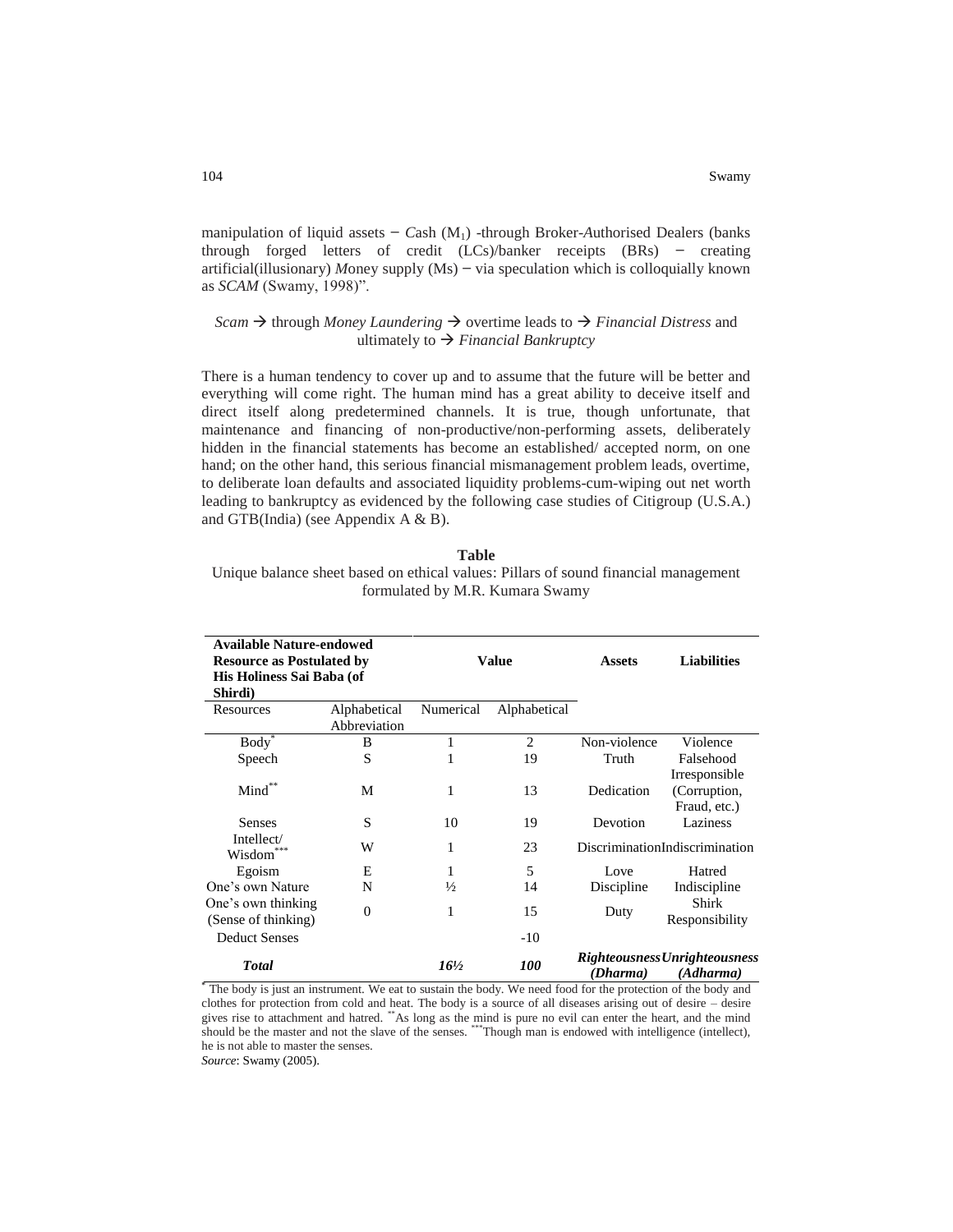manipulation of liquid assets − *C*ash ($M_1$) -through Broker-*A*uthorised Dealers (banks through forged letters of credit (LCs)/banker receipts (BRs) − creating artificial(illusionary) *M*oney supply (Ms) − via speculation which is colloquially known as *SCAM* (Swamy, 1998)".

*Scam* → through *Money Laundering* → overtime leads to → *Financial Distress* and ultimately to → *Financial Bankruptcy*

There is a human tendency to cover up and to assume that the future will be better and everything will come right. The human mind has a great ability to deceive itself and direct itself along predetermined channels. It is true, though unfortunate, that maintenance and financing of non-productive/non-performing assets, deliberately hidden in the financial statements has become an established/ accepted norm, on one hand; on the other hand, this serious financial mismanagement problem leads, overtime, to deliberate loan defaults and associated liquidity problems-cum-wiping out net worth leading to bankruptcy as evidenced by the following case studies of Citigroup (U.S.A.) and GTB(India) (see Appendix A & B).

**Table**

Unique balance sheet based on ethical values: Pillars of sound financial management formulated by M.R. Kumara Swamy

| **Available Nature-endowed Resource as Postulated by His Holiness Sai Baba (of Shirdi)** | | **Value** | | **Assets** | **Liabilities** |
|---|---|---|---|---|---|
| Resources | Alphabetical Abbreviation | Numerical | Alphabetical | | |
| Body* | B | 1 | 2 | Non-violence | Violence |
| Speech | S | 1 | 19 | Truth | Falsehood |
| Mind** | M | 1 | 13 | Dedication | Irresponsible (Corruption, Fraud, etc.) |
| Senses | S | 10 | 19 | Devotion | Laziness |
| Intellect/ Wisdom*** | W | 1 | 23 | Discrimination | Indiscrimination |
| Egoism | E | 1 | 5 | Love | Hatred |
| One's own Nature | N | ½ | 14 | Discipline | Indiscipline |
| One's own thinking (Sense of thinking) | 0 | 1 | 15 | Duty | Shirk Responsibility |
| Deduct Senses | | | -10 | | |
| ***Total*** | | ***16½*** | ***100*** | ***Righteousness (Dharma)*** | ***Unrighteousness (Adharma)*** |

* The body is just an instrument. We eat to sustain the body. We need food for the protection of the body and clothes for protection from cold and heat. The body is a source of all diseases arising out of desire – desire gives rise to attachment and hatred. **As long as the mind is pure no evil can enter the heart, and the mind should be the master and not the slave of the senses. ***Though man is endowed with intelligence (intellect), he is not able to master the senses.

*Source*: Swamy (2005).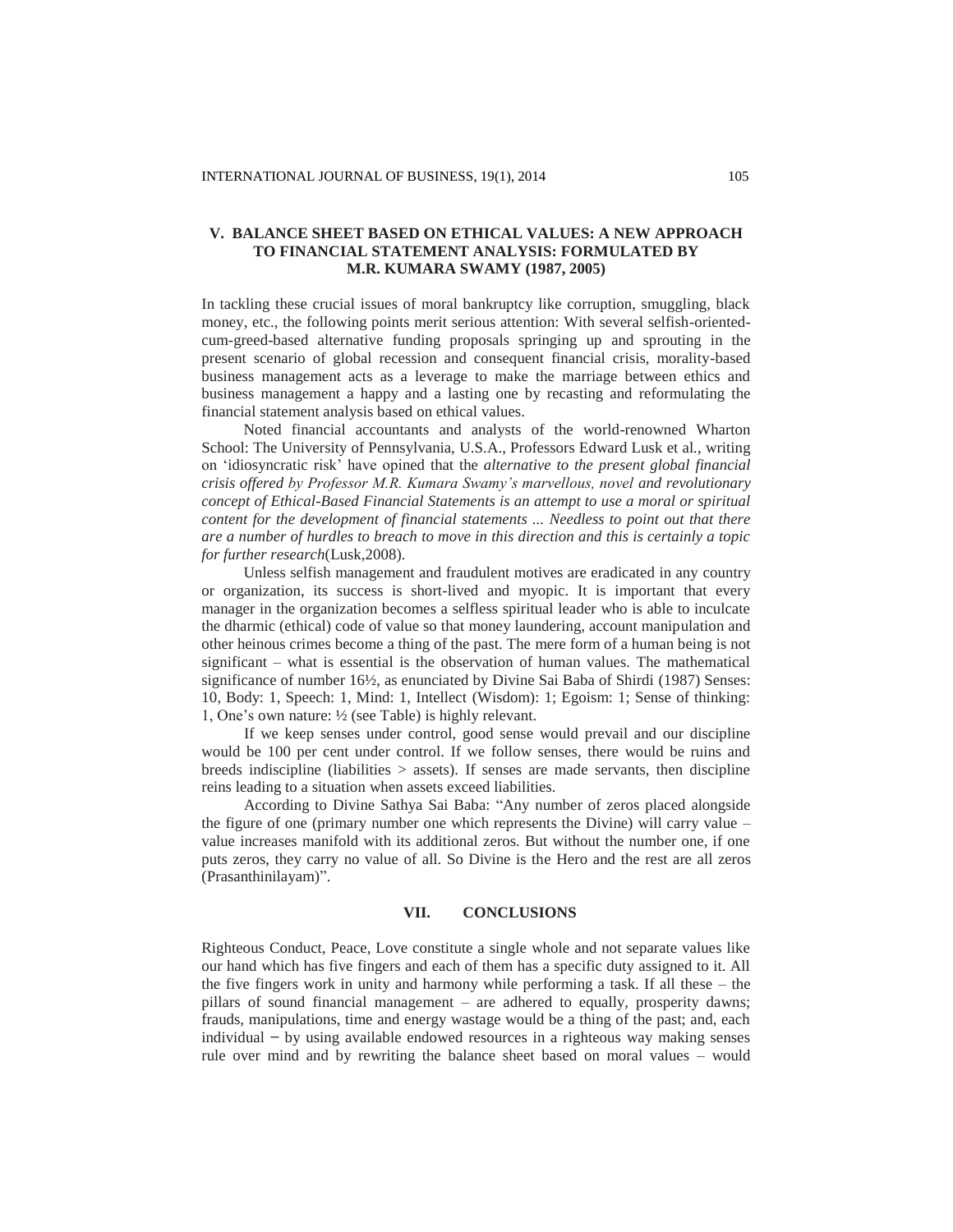## V. BALANCE SHEET BASED ON ETHICAL VALUES: A NEW APPROACH TO FINANCIAL STATEMENT ANALYSIS: FORMULATED BY M.R. KUMARA SWAMY (1987, 2005)

In tackling these crucial issues of moral bankruptcy like corruption, smuggling, black money, etc., the following points merit serious attention: With several selfish-oriented-cum-greed-based alternative funding proposals springing up and sprouting in the present scenario of global recession and consequent financial crisis, morality-based business management acts as a leverage to make the marriage between ethics and business management a happy and a lasting one by recasting and reformulating the financial statement analysis based on ethical values.

Noted financial accountants and analysts of the world-renowned Wharton School: The University of Pennsylvania, U.S.A., Professors Edward Lusk et al., writing on 'idiosyncratic risk' have opined that the *alternative to the present global financial crisis offered by Professor M.R. Kumara Swamy's marvellous, novel and revolutionary concept of Ethical-Based Financial Statements is an attempt to use a moral or spiritual content for the development of financial statements ... Needless to point out that there are a number of hurdles to breach to move in this direction and this is certainly a topic for further research*(Lusk,2008).

Unless selfish management and fraudulent motives are eradicated in any country or organization, its success is short-lived and myopic. It is important that every manager in the organization becomes a selfless spiritual leader who is able to inculcate the dharmic (ethical) code of value so that money laundering, account manipulation and other heinous crimes become a thing of the past. The mere form of a human being is not significant – what is essential is the observation of human values. The mathematical significance of number 16½, as enunciated by Divine Sai Baba of Shirdi (1987) Senses: 10, Body: 1, Speech: 1, Mind: 1, Intellect (Wisdom): 1; Egoism: 1; Sense of thinking: 1, One's own nature: ½ (see Table) is highly relevant.

If we keep senses under control, good sense would prevail and our discipline would be 100 per cent under control. If we follow senses, there would be ruins and breeds indiscipline (liabilities > assets). If senses are made servants, then discipline reins leading to a situation when assets exceed liabilities.

According to Divine Sathya Sai Baba: "Any number of zeros placed alongside the figure of one (primary number one which represents the Divine) will carry value – value increases manifold with its additional zeros. But without the number one, if one puts zeros, they carry no value of all. So Divine is the Hero and the rest are all zeros (Prasanthinilayam)".

## VII. CONCLUSIONS

Righteous Conduct, Peace, Love constitute a single whole and not separate values like our hand which has five fingers and each of them has a specific duty assigned to it. All the five fingers work in unity and harmony while performing a task. If all these – the pillars of sound financial management – are adhered to equally, prosperity dawns; frauds, manipulations, time and energy wastage would be a thing of the past; and, each individual − by using available endowed resources in a righteous way making senses rule over mind and by rewriting the balance sheet based on moral values – would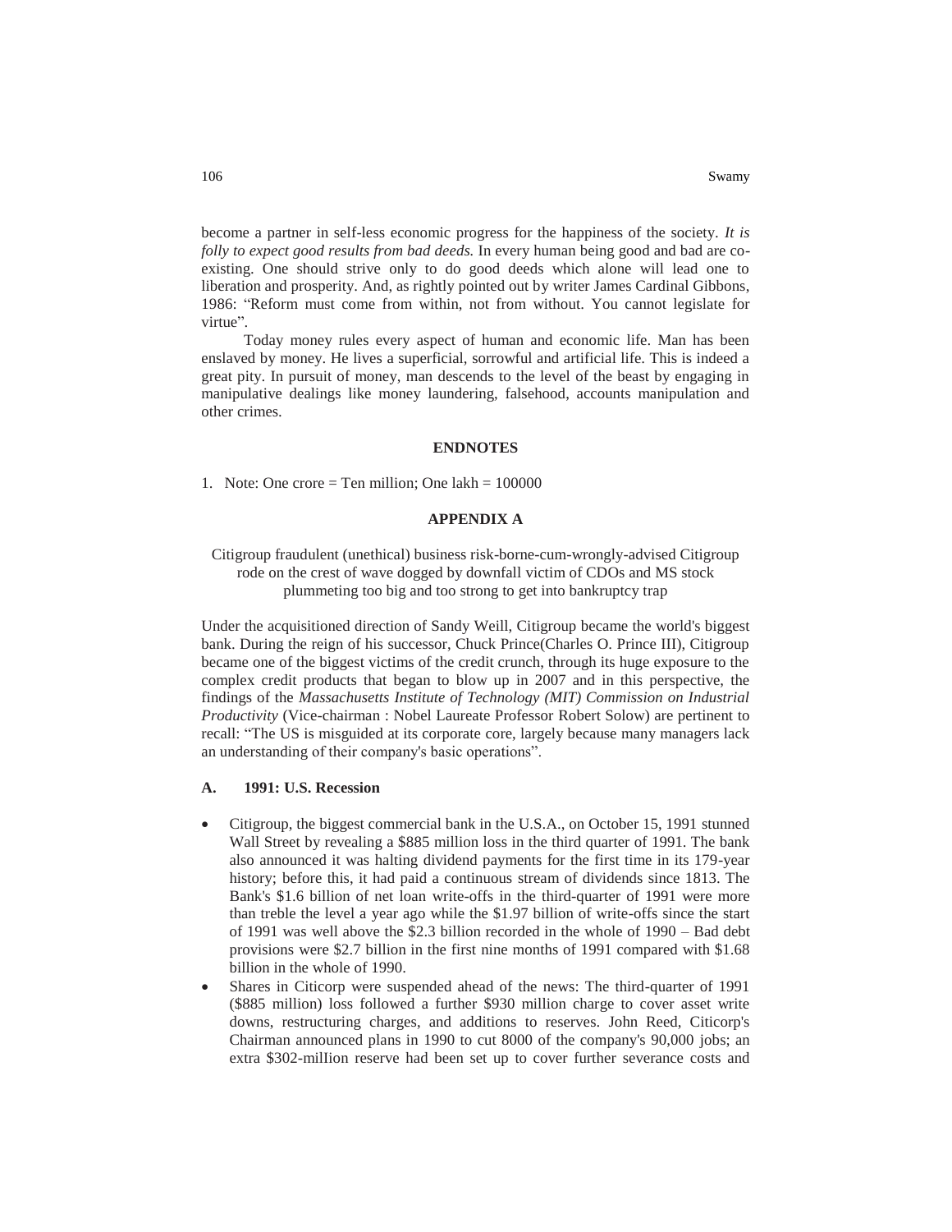become a partner in self-less economic progress for the happiness of the society. *It is folly to expect good results from bad deeds.* In every human being good and bad are co-existing. One should strive only to do good deeds which alone will lead one to liberation and prosperity. And, as rightly pointed out by writer James Cardinal Gibbons, 1986: "Reform must come from within, not from without. You cannot legislate for virtue".

Today money rules every aspect of human and economic life. Man has been enslaved by money. He lives a superficial, sorrowful and artificial life. This is indeed a great pity. In pursuit of money, man descends to the level of the beast by engaging in manipulative dealings like money laundering, falsehood, accounts manipulation and other crimes.

## ENDNOTES

1. Note: One crore = Ten million; One lakh = 100000

## APPENDIX A

Citigroup fraudulent (unethical) business risk-borne-cum-wrongly-advised Citigroup rode on the crest of wave dogged by downfall victim of CDOs and MS stock plummeting too big and too strong to get into bankruptcy trap

Under the acquisitioned direction of Sandy Weill, Citigroup became the world's biggest bank. During the reign of his successor, Chuck Prince(Charles O. Prince III), Citigroup became one of the biggest victims of the credit crunch, through its huge exposure to the complex credit products that began to blow up in 2007 and in this perspective, the findings of the *Massachusetts Institute of Technology (MIT) Commission on Industrial Productivity* (Vice-chairman : Nobel Laureate Professor Robert Solow) are pertinent to recall: "The US is misguided at its corporate core, largely because many managers lack an understanding of their company's basic operations".

### A. 1991: U.S. Recession

- Citigroup, the biggest commercial bank in the U.S.A., on October 15, 1991 stunned Wall Street by revealing a $885 million loss in the third quarter of 1991. The bank also announced it was halting dividend payments for the first time in its 179-year history; before this, it had paid a continuous stream of dividends since 1813. The Bank's $1.6 billion of net loan write-offs in the third-quarter of 1991 were more than treble the level a year ago while the $1.97 billion of write-offs since the start of 1991 was well above the $2.3 billion recorded in the whole of 1990 – Bad debt provisions were $2.7 billion in the first nine months of 1991 compared with $1.68 billion in the whole of 1990.
- Shares in Citicorp were suspended ahead of the news: The third-quarter of 1991 ($885 million) loss followed a further $930 million charge to cover asset write downs, restructuring charges, and additions to reserves. John Reed, Citicorp's Chairman announced plans in 1990 to cut 8000 of the company's 90,000 jobs; an extra $302-milIion reserve had been set up to cover further severance costs and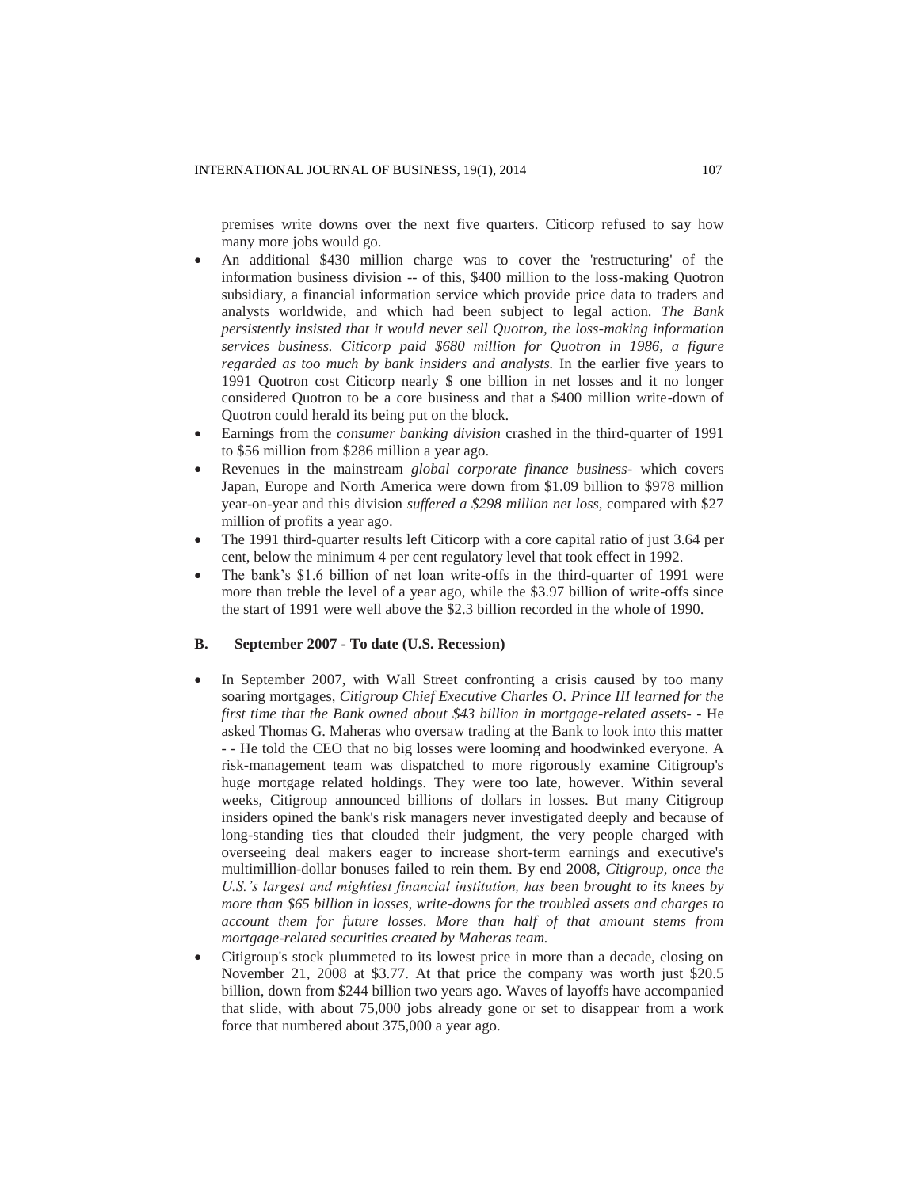premises write downs over the next five quarters. Citicorp refused to say how many more jobs would go.

- An additional $430 million charge was to cover the 'restructuring' of the information business division -- of this, $400 million to the loss-making Quotron subsidiary, a financial information service which provide price data to traders and analysts worldwide, and which had been subject to legal action. *The Bank persistently insisted that it would never sell Quotron, the loss-making information services business. Citicorp paid $680 million for Quotron in 1986, a figure regarded as too much by bank insiders and analysts.* In the earlier five years to 1991 Quotron cost Citicorp nearly $ one billion in net losses and it no longer considered Quotron to be a core business and that a $400 million write-down of Quotron could herald its being put on the block.
- Earnings from the *consumer banking division* crashed in the third-quarter of 1991 to $56 million from $286 million a year ago.
- Revenues in the mainstream *global corporate finance business-* which covers Japan, Europe and North America were down from $1.09 billion to $978 million year-on-year and this division *suffered a $298 million net loss,* compared with $27 million of profits a year ago.
- The 1991 third-quarter results left Citicorp with a core capital ratio of just 3.64 per cent, below the minimum 4 per cent regulatory level that took effect in 1992.
- The bank's $1.6 billion of net loan write-offs in the third-quarter of 1991 were more than treble the level of a year ago, while the $3.97 billion of write-offs since the start of 1991 were well above the $2.3 billion recorded in the whole of 1990.

### B. September 2007 - To date (U.S. Recession)

- In September 2007, with Wall Street confronting a crisis caused by too many soaring mortgages, *Citigroup Chief Executive Charles O. Prince III learned for the first time that the Bank owned about $43 billion in mortgage-related assets-* - He asked Thomas G. Maheras who oversaw trading at the Bank to look into this matter - - He told the CEO that no big losses were looming and hoodwinked everyone. A risk-management team was dispatched to more rigorously examine Citigroup's huge mortgage related holdings. They were too late, however. Within several weeks, Citigroup announced billions of dollars in losses. But many Citigroup insiders opined the bank's risk managers never investigated deeply and because of long-standing ties that clouded their judgment, the very people charged with overseeing deal makers eager to increase short-term earnings and executive's multimillion-dollar bonuses failed to rein them. By end 2008, *Citigroup, once the U.S.'s largest and mightiest financial institution, has been brought to its knees by more than $65 billion in losses, write-downs for the troubled assets and charges to account them for future losses. More than half of that amount stems from mortgage-related securities created by Maheras team.*
- Citigroup's stock plummeted to its lowest price in more than a decade, closing on November 21, 2008 at $3.77. At that price the company was worth just $20.5 billion, down from $244 billion two years ago. Waves of layoffs have accompanied that slide, with about 75,000 jobs already gone or set to disappear from a work force that numbered about 375,000 a year ago.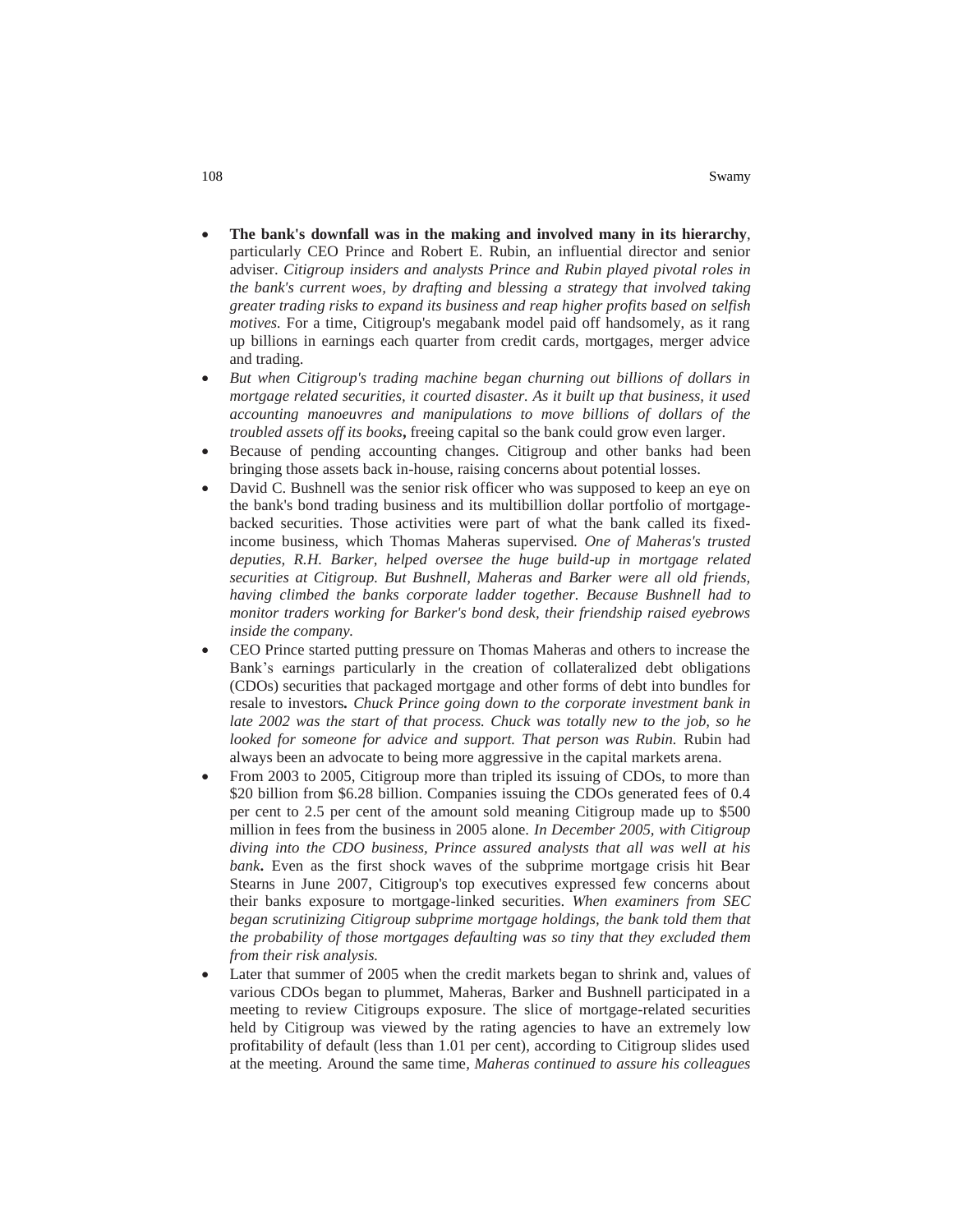- **The bank's downfall was in the making and involved many in its hierarchy**, particularly CEO Prince and Robert E. Rubin, an influential director and senior adviser. *Citigroup insiders and analysts Prince and Rubin played pivotal roles in the bank's current woes, by drafting and blessing a strategy that involved taking greater trading risks to expand its business and reap higher profits based on selfish motives.* For a time, Citigroup's megabank model paid off handsomely, as it rang up billions in earnings each quarter from credit cards, mortgages, merger advice and trading.
- *But when Citigroup's trading machine began churning out billions of dollars in mortgage related securities, it courted disaster. As it built up that business, it used accounting manoeuvres and manipulations to move billions of dollars of the troubled assets off its books***,** freeing capital so the bank could grow even larger.
- Because of pending accounting changes. Citigroup and other banks had been bringing those assets back in-house, raising concerns about potential losses.
- David C. Bushnell was the senior risk officer who was supposed to keep an eye on the bank's bond trading business and its multibillion dollar portfolio of mortgage-backed securities. Those activities were part of what the bank called its fixed-income business, which Thomas Maheras supervised. *One of Maheras's trusted deputies, R.H. Barker, helped oversee the huge build-up in mortgage related securities at Citigroup. But Bushnell, Maheras and Barker were all old friends, having climbed the banks corporate ladder together. Because Bushnell had to monitor traders working for Barker's bond desk, their friendship raised eyebrows inside the company.*
- CEO Prince started putting pressure on Thomas Maheras and others to increase the Bank's earnings particularly in the creation of collateralized debt obligations (CDOs) securities that packaged mortgage and other forms of debt into bundles for resale to investors**.** *Chuck Prince going down to the corporate investment bank in late 2002 was the start of that process. Chuck was totally new to the job, so he looked for someone for advice and support. That person was Rubin.* Rubin had always been an advocate to being more aggressive in the capital markets arena.
- From 2003 to 2005, Citigroup more than tripled its issuing of CDOs, to more than \$20 billion from \$6.28 billion. Companies issuing the CDOs generated fees of 0.4 per cent to 2.5 per cent of the amount sold meaning Citigroup made up to \$500 million in fees from the business in 2005 alone. *In December 2005, with Citigroup diving into the CDO business, Prince assured analysts that all was well at his bank***.** Even as the first shock waves of the subprime mortgage crisis hit Bear Stearns in June 2007, Citigroup's top executives expressed few concerns about their banks exposure to mortgage-linked securities. *When examiners from SEC began scrutinizing Citigroup subprime mortgage holdings, the bank told them that the probability of those mortgages defaulting was so tiny that they excluded them from their risk analysis.*
- Later that summer of 2005 when the credit markets began to shrink and, values of various CDOs began to plummet, Maheras, Barker and Bushnell participated in a meeting to review Citigroups exposure. The slice of mortgage-related securities held by Citigroup was viewed by the rating agencies to have an extremely low profitability of default (less than 1.01 per cent), according to Citigroup slides used at the meeting. Around the same time, *Maheras continued to assure his colleagues*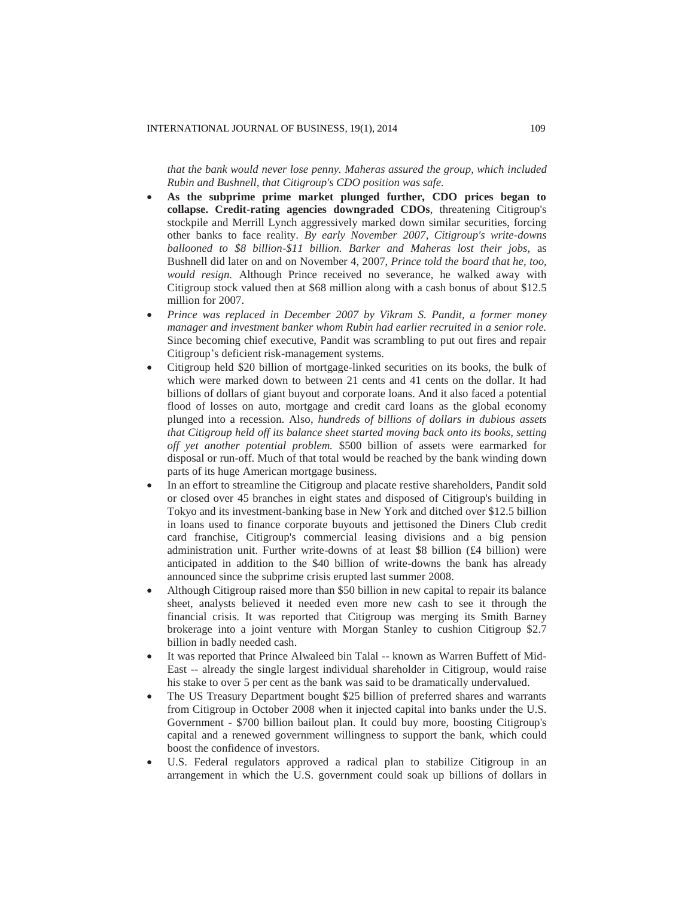*that the bank would never lose penny. Maheras assured the group, which included Rubin and Bushnell, that Citigroup's CDO position was safe.*

- **As the subprime prime market plunged further, CDO prices began to collapse. Credit-rating agencies downgraded CDOs**, threatening Citigroup's stockpile and Merrill Lynch aggressively marked down similar securities, forcing other banks to face reality. *By early November 2007, Citigroup's write-downs ballooned to $8 billion-$11 billion. Barker and Maheras lost their jobs,* as Bushnell did later on and on November 4, 2007, *Prince told the board that he, too, would resign.* Although Prince received no severance, he walked away with Citigroup stock valued then at $68 million along with a cash bonus of about $12.5 million for 2007.
- *Prince was replaced in December 2007 by Vikram S. Pandit, a former money manager and investment banker whom Rubin had earlier recruited in a senior role.* Since becoming chief executive, Pandit was scrambling to put out fires and repair Citigroup's deficient risk-management systems.
- Citigroup held $20 billion of mortgage-linked securities on its books, the bulk of which were marked down to between 21 cents and 41 cents on the dollar. It had billions of dollars of giant buyout and corporate loans. And it also faced a potential flood of losses on auto, mortgage and credit card loans as the global economy plunged into a recession. Also, *hundreds of billions of dollars in dubious assets that Citigroup held off its balance sheet started moving back onto its books, setting off yet another potential problem.* $500 billion of assets were earmarked for disposal or run-off. Much of that total would be reached by the bank winding down parts of its huge American mortgage business.
- In an effort to streamline the Citigroup and placate restive shareholders, Pandit sold or closed over 45 branches in eight states and disposed of Citigroup's building in Tokyo and its investment-banking base in New York and ditched over $12.5 billion in loans used to finance corporate buyouts and jettisoned the Diners Club credit card franchise, Citigroup's commercial leasing divisions and a big pension administration unit. Further write-downs of at least $8 billion (£4 billion) were anticipated in addition to the $40 billion of write-downs the bank has already announced since the subprime crisis erupted last summer 2008.
- Although Citigroup raised more than $50 billion in new capital to repair its balance sheet, analysts believed it needed even more new cash to see it through the financial crisis. It was reported that Citigroup was merging its Smith Barney brokerage into a joint venture with Morgan Stanley to cushion Citigroup $2.7 billion in badly needed cash.
- It was reported that Prince Alwaleed bin Talal -- known as Warren Buffett of Mid-East -- already the single largest individual shareholder in Citigroup, would raise his stake to over 5 per cent as the bank was said to be dramatically undervalued.
- The US Treasury Department bought $25 billion of preferred shares and warrants from Citigroup in October 2008 when it injected capital into banks under the U.S. Government - $700 billion bailout plan. It could buy more, boosting Citigroup's capital and a renewed government willingness to support the bank, which could boost the confidence of investors.
- U.S. Federal regulators approved a radical plan to stabilize Citigroup in an arrangement in which the U.S. government could soak up billions of dollars in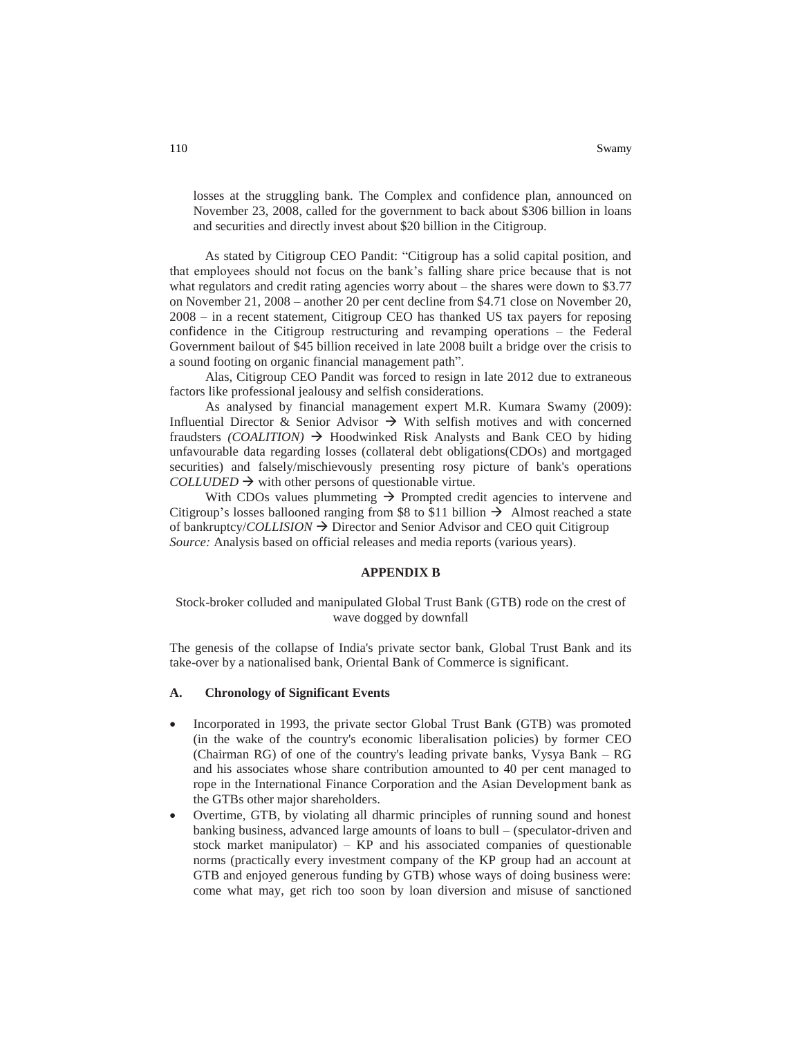losses at the struggling bank. The Complex and confidence plan, announced on November 23, 2008, called for the government to back about \$306 billion in loans and securities and directly invest about \$20 billion in the Citigroup.

As stated by Citigroup CEO Pandit: "Citigroup has a solid capital position, and that employees should not focus on the bank's falling share price because that is not what regulators and credit rating agencies worry about – the shares were down to \$3.77 on November 21, 2008 – another 20 per cent decline from \$4.71 close on November 20, 2008 – in a recent statement, Citigroup CEO has thanked US tax payers for reposing confidence in the Citigroup restructuring and revamping operations – the Federal Government bailout of \$45 billion received in late 2008 built a bridge over the crisis to a sound footing on organic financial management path".

Alas, Citigroup CEO Pandit was forced to resign in late 2012 due to extraneous factors like professional jealousy and selfish considerations.

As analysed by financial management expert M.R. Kumara Swamy (2009): Influential Director & Senior Advisor → With selfish motives and with concerned fraudsters *(COALITION)* → Hoodwinked Risk Analysts and Bank CEO by hiding unfavourable data regarding losses (collateral debt obligations(CDOs) and mortgaged securities) and falsely/mischievously presenting rosy picture of bank's operations *COLLUDED* → with other persons of questionable virtue.

With CDOs values plummeting → Prompted credit agencies to intervene and Citigroup's losses ballooned ranging from \$8 to \$11 billion → Almost reached a state of bankruptcy/*COLLISION* → Director and Senior Advisor and CEO quit Citigroup
*Source:* Analysis based on official releases and media reports (various years).

## APPENDIX B

Stock-broker colluded and manipulated Global Trust Bank (GTB) rode on the crest of wave dogged by downfall

The genesis of the collapse of India's private sector bank, Global Trust Bank and its take-over by a nationalised bank, Oriental Bank of Commerce is significant.

### A. Chronology of Significant Events

- Incorporated in 1993, the private sector Global Trust Bank (GTB) was promoted (in the wake of the country's economic liberalisation policies) by former CEO (Chairman RG) of one of the country's leading private banks, Vysya Bank – RG and his associates whose share contribution amounted to 40 per cent managed to rope in the International Finance Corporation and the Asian Development bank as the GTBs other major shareholders.
- Overtime, GTB, by violating all dharmic principles of running sound and honest banking business, advanced large amounts of loans to bull – (speculator-driven and stock market manipulator) – KP and his associated companies of questionable norms (practically every investment company of the KP group had an account at GTB and enjoyed generous funding by GTB) whose ways of doing business were: come what may, get rich too soon by loan diversion and misuse of sanctioned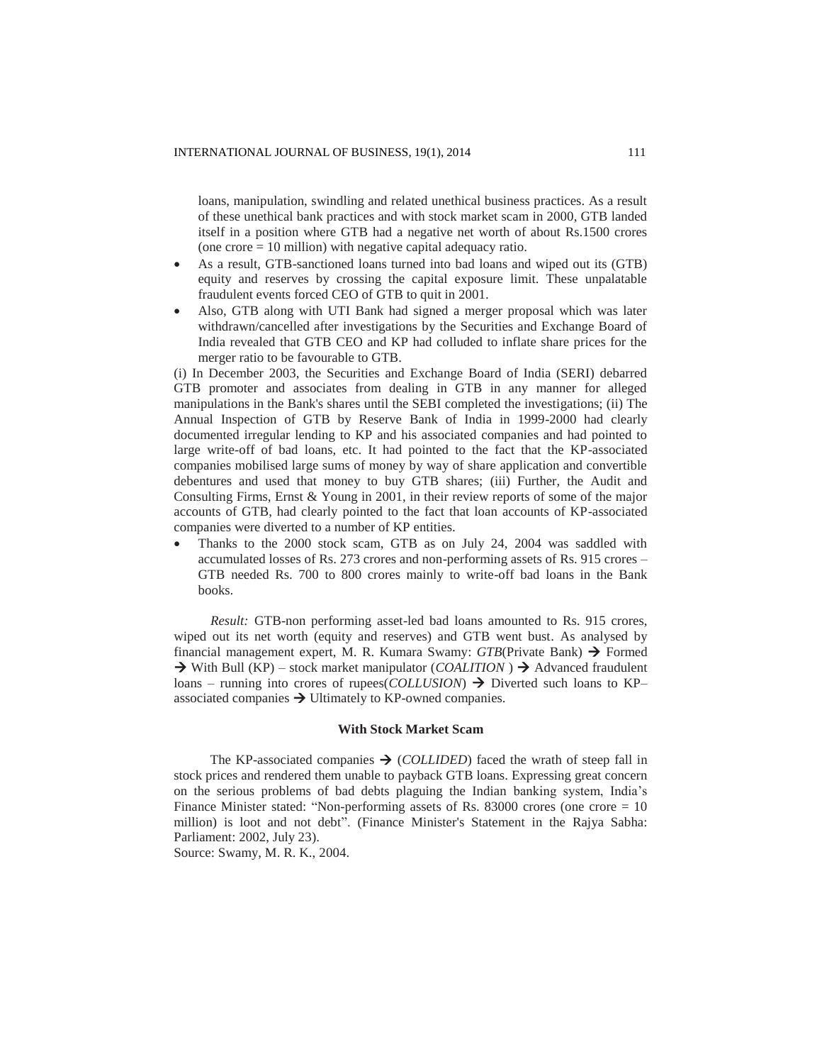loans, manipulation, swindling and related unethical business practices. As a result of these unethical bank practices and with stock market scam in 2000, GTB landed itself in a position where GTB had a negative net worth of about Rs.1500 crores (one crore = 10 million) with negative capital adequacy ratio.

- As a result, GTB-sanctioned loans turned into bad loans and wiped out its (GTB) equity and reserves by crossing the capital exposure limit. These unpalatable fraudulent events forced CEO of GTB to quit in 2001.
- Also, GTB along with UTI Bank had signed a merger proposal which was later withdrawn/cancelled after investigations by the Securities and Exchange Board of India revealed that GTB CEO and KP had colluded to inflate share prices for the merger ratio to be favourable to GTB.

(i) In December 2003, the Securities and Exchange Board of India (SERI) debarred GTB promoter and associates from dealing in GTB in any manner for alleged manipulations in the Bank's shares until the SEBI completed the investigations; (ii) The Annual Inspection of GTB by Reserve Bank of India in 1999-2000 had clearly documented irregular lending to KP and his associated companies and had pointed to large write-off of bad loans, etc. It had pointed to the fact that the KP-associated companies mobilised large sums of money by way of share application and convertible debentures and used that money to buy GTB shares; (iii) Further, the Audit and Consulting Firms, Ernst & Young in 2001, in their review reports of some of the major accounts of GTB, had clearly pointed to the fact that loan accounts of KP-associated companies were diverted to a number of KP entities.

- Thanks to the 2000 stock scam, GTB as on July 24, 2004 was saddled with accumulated losses of Rs. 273 crores and non-performing assets of Rs. 915 crores – GTB needed Rs. 700 to 800 crores mainly to write-off bad loans in the Bank books.

*Result:* GTB-non performing asset-led bad loans amounted to Rs. 915 crores, wiped out its net worth (equity and reserves) and GTB went bust. As analysed by financial management expert, M. R. Kumara Swamy: *GTB*(Private Bank) → Formed → With Bull (KP) – stock market manipulator (*COALITION* ) → Advanced fraudulent loans – running into crores of rupees(*COLLUSION*) → Diverted such loans to KP–associated companies → Ultimately to KP-owned companies.

**With Stock Market Scam**

The KP-associated companies → (*COLLIDED*) faced the wrath of steep fall in stock prices and rendered them unable to payback GTB loans. Expressing great concern on the serious problems of bad debts plaguing the Indian banking system, India's Finance Minister stated: "Non-performing assets of Rs. 83000 crores (one crore = 10 million) is loot and not debt". (Finance Minister's Statement in the Rajya Sabha: Parliament: 2002, July 23).

Source: Swamy, M. R. K., 2004.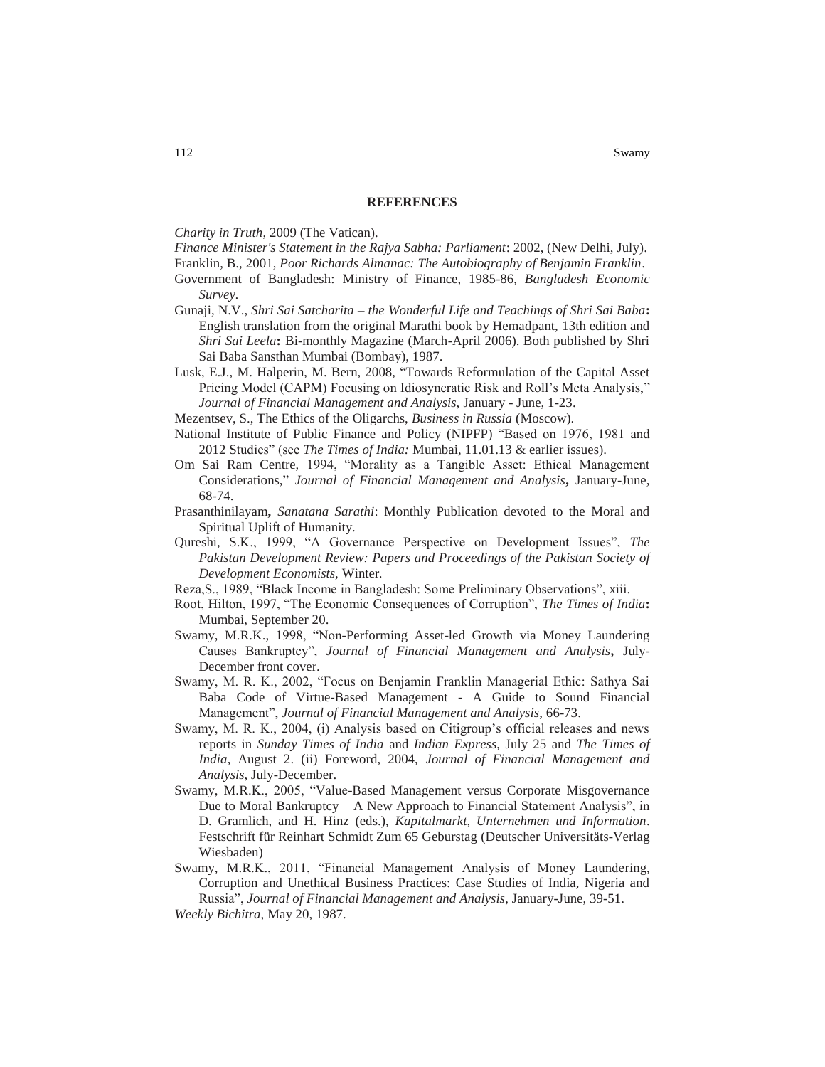## REFERENCES

*Charity in Truth*, 2009 (The Vatican).

*Finance Minister's Statement in the Rajya Sabha: Parliament*: 2002, (New Delhi, July).

Franklin, B., 2001, *Poor Richards Almanac: The Autobiography of Benjamin Franklin*.

Government of Bangladesh: Ministry of Finance, 1985-86, *Bangladesh Economic Survey*.

Gunaji, N.V., *Shri Sai Satcharita – the Wonderful Life and Teachings of Shri Sai Baba***:** English translation from the original Marathi book by Hemadpant, 13th edition and *Shri Sai Leela***:** Bi-monthly Magazine (March-April 2006). Both published by Shri Sai Baba Sansthan Mumbai (Bombay), 1987.

Lusk, E.J., M. Halperin, M. Bern, 2008, "Towards Reformulation of the Capital Asset Pricing Model (CAPM) Focusing on Idiosyncratic Risk and Roll's Meta Analysis," *Journal of Financial Management and Analysis,* January - June, 1-23.

Mezentsev, S., The Ethics of the Oligarchs, *Business in Russia* (Moscow).

National Institute of Public Finance and Policy (NIPFP) "Based on 1976, 1981 and 2012 Studies" (see *The Times of India:* Mumbai, 11.01.13 & earlier issues).

Om Sai Ram Centre, 1994, "Morality as a Tangible Asset: Ethical Management Considerations," *Journal of Financial Management and Analysis***,** January-June, 68-74.

Prasanthinilayam**,** *Sanatana Sarathi*: Monthly Publication devoted to the Moral and Spiritual Uplift of Humanity.

Qureshi, S.K., 1999, "A Governance Perspective on Development Issues", *The Pakistan Development Review: Papers and Proceedings of the Pakistan Society of Development Economists,* Winter.

Reza,S., 1989, "Black Income in Bangladesh: Some Preliminary Observations", xiii.

Root, Hilton, 1997, "The Economic Consequences of Corruption", *The Times of India***:** Mumbai, September 20.

Swamy, M.R.K., 1998, "Non-Performing Asset-led Growth via Money Laundering Causes Bankruptcy", *Journal of Financial Management and Analysis***,** July-December front cover.

Swamy, M. R. K., 2002, "Focus on Benjamin Franklin Managerial Ethic: Sathya Sai Baba Code of Virtue-Based Management - A Guide to Sound Financial Management", *Journal of Financial Management and Analysis,* 66-73.

Swamy, M. R. K., 2004, (i) Analysis based on Citigroup's official releases and news reports in *Sunday Times of India* and *Indian Express,* July 25 and *The Times of India,* August 2. (ii) Foreword, 2004, *Journal of Financial Management and Analysis,* July-December.

Swamy, M.R.K., 2005, "Value-Based Management versus Corporate Misgovernance Due to Moral Bankruptcy – A New Approach to Financial Statement Analysis", in D. Gramlich, and H. Hinz (eds.), *Kapitalmarkt, Unternehmen und Information*. Festschrift für Reinhart Schmidt Zum 65 Geburstag (Deutscher Universitäts-Verlag Wiesbaden)

Swamy, M.R.K., 2011, "Financial Management Analysis of Money Laundering, Corruption and Unethical Business Practices: Case Studies of India, Nigeria and Russia", *Journal of Financial Management and Analysis*, January-June, 39-51.

*Weekly Bichitra,* May 20, 1987.